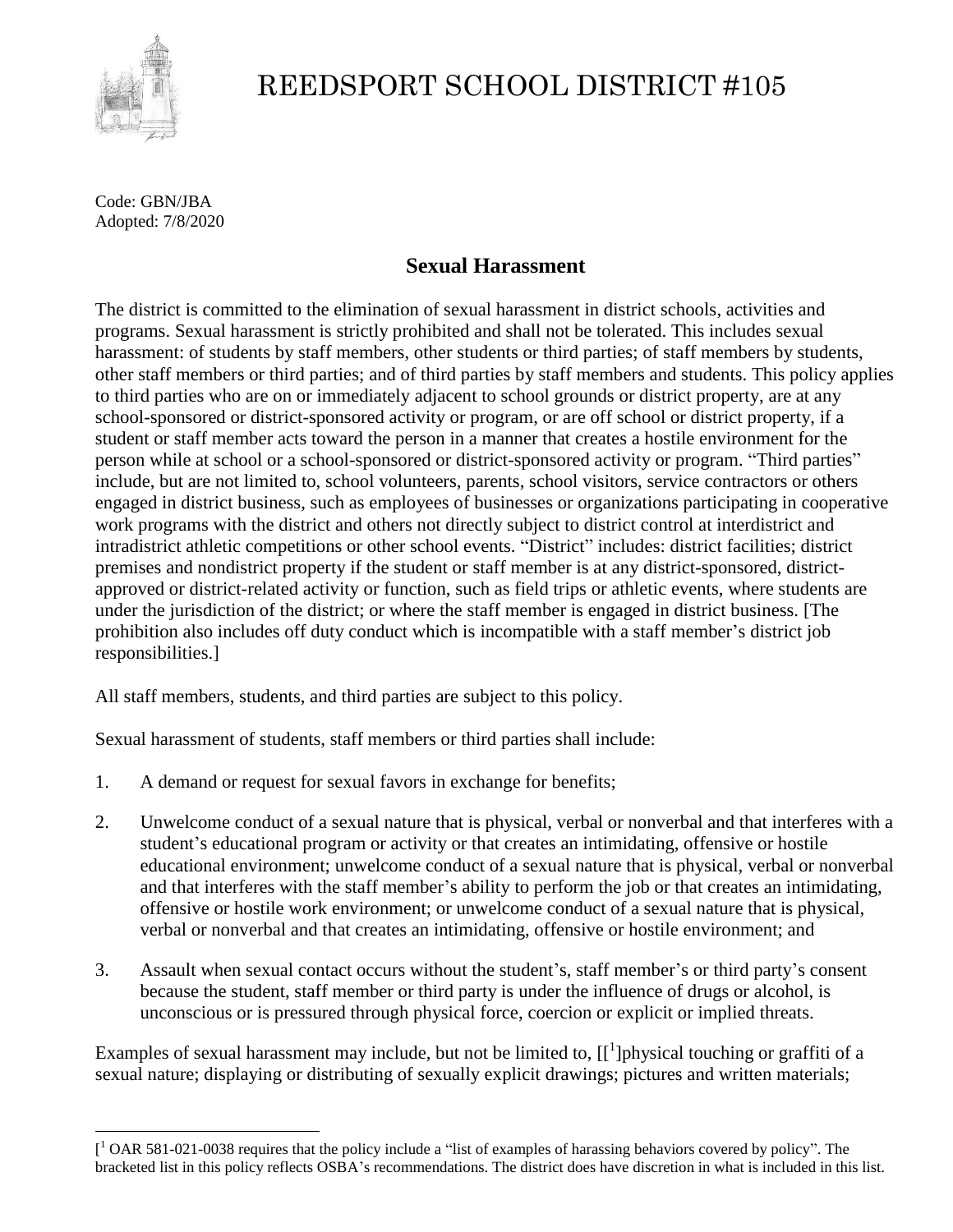# REEDSPORT SCHOOL DISTRICT #105

Code: GBN/JBA
Adopted: 7/8/2020

## Sexual Harassment

The district is committed to the elimination of sexual harassment in district schools, activities and programs. Sexual harassment is strictly prohibited and shall not be tolerated. This includes sexual harassment: of students by staff members, other students or third parties; of staff members by students, other staff members or third parties; and of third parties by staff members and students. This policy applies to third parties who are on or immediately adjacent to school grounds or district property, are at any school-sponsored or district-sponsored activity or program, or are off school or district property, if a student or staff member acts toward the person in a manner that creates a hostile environment for the person while at school or a school-sponsored or district-sponsored activity or program. "Third parties" include, but are not limited to, school volunteers, parents, school visitors, service contractors or others engaged in district business, such as employees of businesses or organizations participating in cooperative work programs with the district and others not directly subject to district control at interdistrict and intradistrict athletic competitions or other school events. "District" includes: district facilities; district premises and nondistrict property if the student or staff member is at any district-sponsored, district-approved or district-related activity or function, such as field trips or athletic events, where students are under the jurisdiction of the district; or where the staff member is engaged in district business. [The prohibition also includes off duty conduct which is incompatible with a staff member's district job responsibilities.]

All staff members, students, and third parties are subject to this policy.

Sexual harassment of students, staff members or third parties shall include:

1. A demand or request for sexual favors in exchange for benefits;

2. Unwelcome conduct of a sexual nature that is physical, verbal or nonverbal and that interferes with a student's educational program or activity or that creates an intimidating, offensive or hostile educational environment; unwelcome conduct of a sexual nature that is physical, verbal or nonverbal and that interferes with the staff member's ability to perform the job or that creates an intimidating, offensive or hostile work environment; or unwelcome conduct of a sexual nature that is physical, verbal or nonverbal and that creates an intimidating, offensive or hostile environment; and

3. Assault when sexual contact occurs without the student's, staff member's or third party's consent because the student, staff member or third party is under the influence of drugs or alcohol, is unconscious or is pressured through physical force, coercion or explicit or implied threats.

Examples of sexual harassment may include, but not be limited to, [[1]physical touching or graffiti of a sexual nature; displaying or distributing of sexually explicit drawings; pictures and written materials;

[[1] OAR 581-021-0038 requires that the policy include a "list of examples of harassing behaviors covered by policy". The bracketed list in this policy reflects OSBA's recommendations. The district does have discretion in what is included in this list.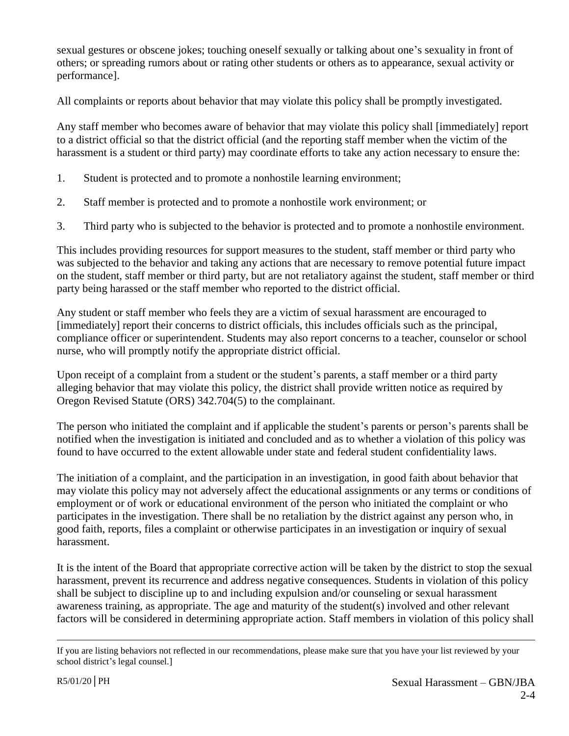sexual gestures or obscene jokes; touching oneself sexually or talking about one's sexuality in front of others; or spreading rumors about or rating other students or others as to appearance, sexual activity or performance].

All complaints or reports about behavior that may violate this policy shall be promptly investigated.

Any staff member who becomes aware of behavior that may violate this policy shall [immediately] report to a district official so that the district official (and the reporting staff member when the victim of the harassment is a student or third party) may coordinate efforts to take any action necessary to ensure the:

1. Student is protected and to promote a nonhostile learning environment;

2. Staff member is protected and to promote a nonhostile work environment; or

3. Third party who is subjected to the behavior is protected and to promote a nonhostile environment.

This includes providing resources for support measures to the student, staff member or third party who was subjected to the behavior and taking any actions that are necessary to remove potential future impact on the student, staff member or third party, but are not retaliatory against the student, staff member or third party being harassed or the staff member who reported to the district official.

Any student or staff member who feels they are a victim of sexual harassment are encouraged to [immediately] report their concerns to district officials, this includes officials such as the principal, compliance officer or superintendent. Students may also report concerns to a teacher, counselor or school nurse, who will promptly notify the appropriate district official.

Upon receipt of a complaint from a student or the student's parents, a staff member or a third party alleging behavior that may violate this policy, the district shall provide written notice as required by Oregon Revised Statute (ORS) 342.704(5) to the complainant.

The person who initiated the complaint and if applicable the student's parents or person's parents shall be notified when the investigation is initiated and concluded and as to whether a violation of this policy was found to have occurred to the extent allowable under state and federal student confidentiality laws.

The initiation of a complaint, and the participation in an investigation, in good faith about behavior that may violate this policy may not adversely affect the educational assignments or any terms or conditions of employment or of work or educational environment of the person who initiated the complaint or who participates in the investigation. There shall be no retaliation by the district against any person who, in good faith, reports, files a complaint or otherwise participates in an investigation or inquiry of sexual harassment.

It is the intent of the Board that appropriate corrective action will be taken by the district to stop the sexual harassment, prevent its recurrence and address negative consequences. Students in violation of this policy shall be subject to discipline up to and including expulsion and/or counseling or sexual harassment awareness training, as appropriate. The age and maturity of the student(s) involved and other relevant factors will be considered in determining appropriate action. Staff members in violation of this policy shall

---

If you are listing behaviors not reflected in our recommendations, please make sure that you have your list reviewed by your school district's legal counsel.]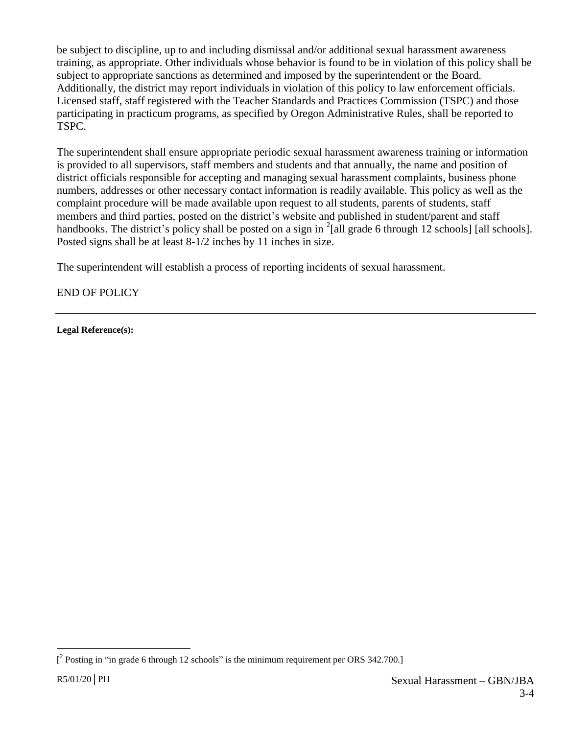be subject to discipline, up to and including dismissal and/or additional sexual harassment awareness training, as appropriate. Other individuals whose behavior is found to be in violation of this policy shall be subject to appropriate sanctions as determined and imposed by the superintendent or the Board. Additionally, the district may report individuals in violation of this policy to law enforcement officials. Licensed staff, staff registered with the Teacher Standards and Practices Commission (TSPC) and those participating in practicum programs, as specified by Oregon Administrative Rules, shall be reported to TSPC.

The superintendent shall ensure appropriate periodic sexual harassment awareness training or information is provided to all supervisors, staff members and students and that annually, the name and position of district officials responsible for accepting and managing sexual harassment complaints, business phone numbers, addresses or other necessary contact information is readily available. This policy as well as the complaint procedure will be made available upon request to all students, parents of students, staff members and third parties, posted on the district's website and published in student/parent and staff handbooks. The district's policy shall be posted on a sign in [2][all grade 6 through 12 schools] [all schools]. Posted signs shall be at least 8-1/2 inches by 11 inches in size.

The superintendent will establish a process of reporting incidents of sexual harassment.

END OF POLICY

---

**Legal Reference(s):**

---

[[2] Posting in "in grade 6 through 12 schools" is the minimum requirement per ORS 342.700.]

R5/01/20 | PH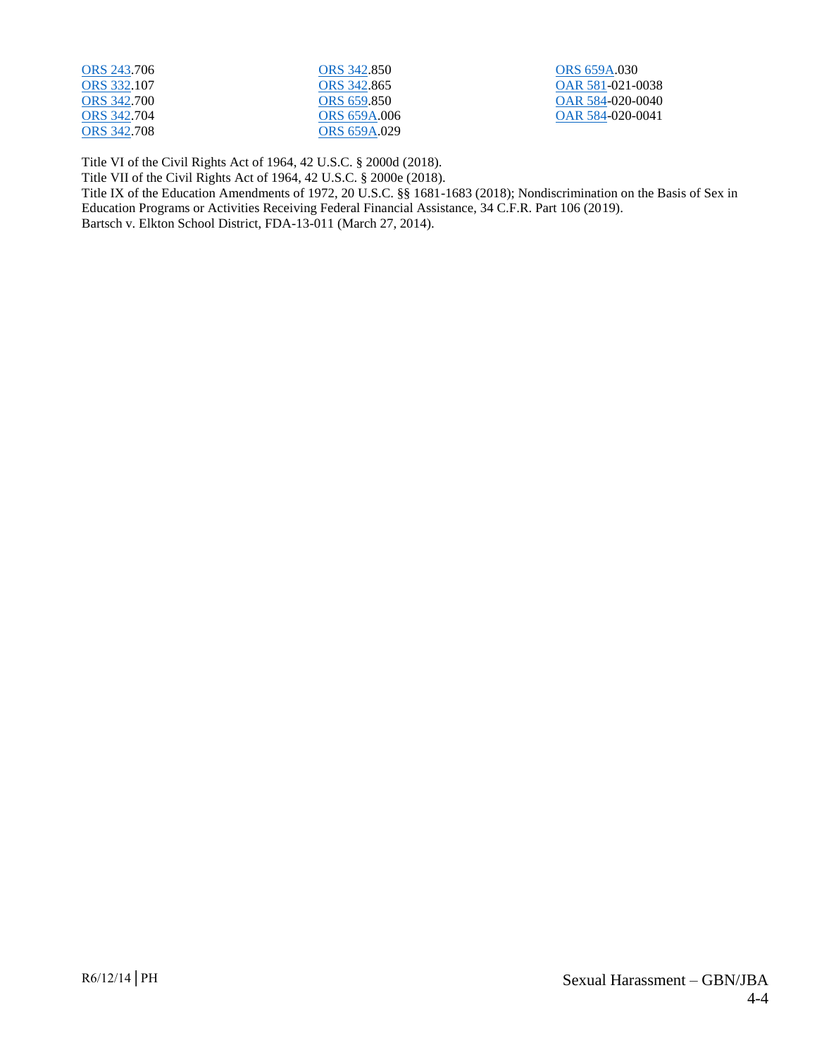ORS 243.706
ORS 332.107
ORS 342.700
ORS 342.704
ORS 342.708
ORS 342.850
ORS 342.865
ORS 659.850
ORS 659A.006
ORS 659A.029
ORS 659A.030
OAR 581-021-0038
OAR 584-020-0040
OAR 584-020-0041

Title VI of the Civil Rights Act of 1964, 42 U.S.C. § 2000d (2018).
Title VII of the Civil Rights Act of 1964, 42 U.S.C. § 2000e (2018).
Title IX of the Education Amendments of 1972, 20 U.S.C. §§ 1681-1683 (2018); Nondiscrimination on the Basis of Sex in Education Programs or Activities Receiving Federal Financial Assistance, 34 C.F.R. Part 106 (2019).
Bartsch v. Elkton School District, FDA-13-011 (March 27, 2014).